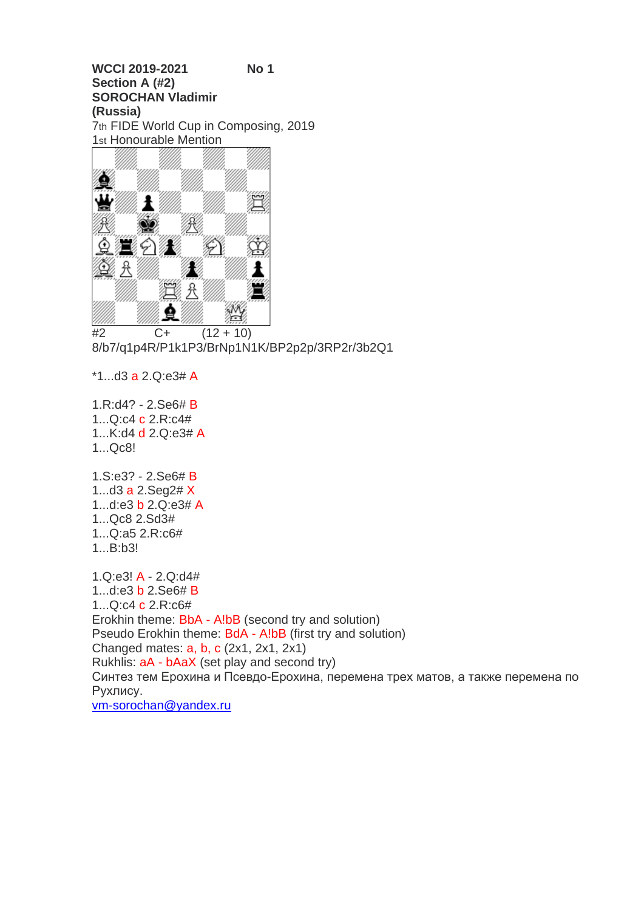**WCCI 2019-2021** **No 1**
**Section A (#2)**
**SOROCHAN Vladimir**
**(Russia)**
7th FIDE World Cup in Composing, 2019
1st Honourable Mention

#2 C+ (12 + 10)
8/b7/q1p4R/P1k1P3/BrNp1N1K/BP2p2p/3RP2r/3b2Q1

*1...d3 a 2.Q:e3# A

1.R:d4? - 2.Se6# B
1...Q:c4 c 2.R:c4#
1...K:d4 d 2.Q:e3# A
1...Qc8!

1.S:e3? - 2.Se6# B
1...d3 a 2.Seg2# X
1...d:e3 b 2.Q:e3# A
1...Qc8 2.Sd3#
1...Q:a5 2.R:c6#
1...B:b3!

1.Q:e3! A - 2.Q:d4#
1...d:e3 b 2.Se6# B
1...Q:c4 c 2.R:c6#
Erokhin theme: BbA - A!bB (second try and solution)
Pseudo Erokhin theme: BdA - A!bB (first try and solution)
Changed mates: a, b, c (2x1, 2x1, 2x1)
Rukhlis: aA - bAaX (set play and second try)
Синтез тем Ерохина и Псевдо-Ерохина, перемена трех матов, а также перемена по Рухлису.
vm-sorochan@yandex.ru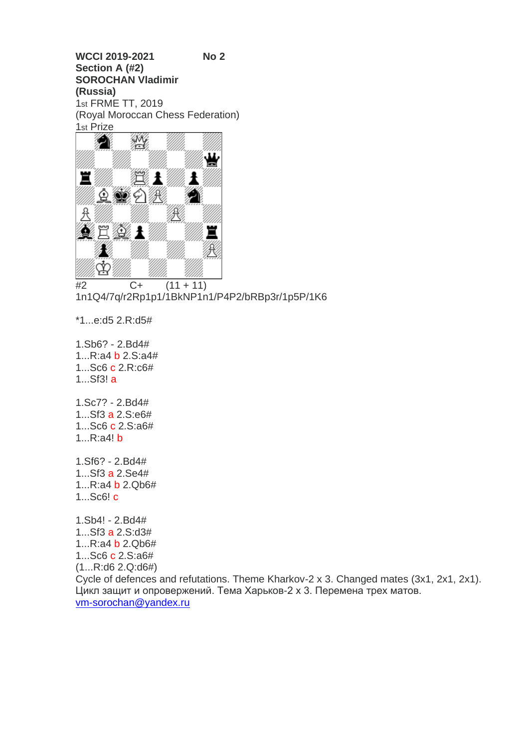**WCCI 2019-2021** **No 2**
**Section A (#2)**
**SOROCHAN Vladimir**
**(Russia)**
1st FRME TT, 2019
(Royal Moroccan Chess Federation)
1st Prize

#2 C+ (11 + 11)
1n1Q4/7q/r2Rp1p1/1BkNP1n1/P4P2/bRBp3r/1p5P/1K6

*1...e:d5 2.R:d5#

1.Sb6? - 2.Bd4#
1...R:a4 b 2.S:a4#
1...Sc6 c 2.R:c6#
1...Sf3! a

1.Sc7? - 2.Bd4#
1...Sf3 a 2.S:e6#
1...Sc6 c 2.S:a6#
1...R:a4! b

1.Sf6? - 2.Bd4#
1...Sf3 a 2.Se4#
1...R:a4 b 2.Qb6#
1...Sc6! c

1.Sb4! - 2.Bd4#
1...Sf3 a 2.S:d3#
1...R:a4 b 2.Qb6#
1...Sc6 c 2.S:a6#
(1...R:d6 2.Q:d6#)
Cycle of defences and refutations. Theme Kharkov-2 x 3. Changed mates (3x1, 2x1, 2x1).
Цикл защит и опровержений. Тема Харьков-2 x 3. Перемена трех матов.
vm-sorochan@yandex.ru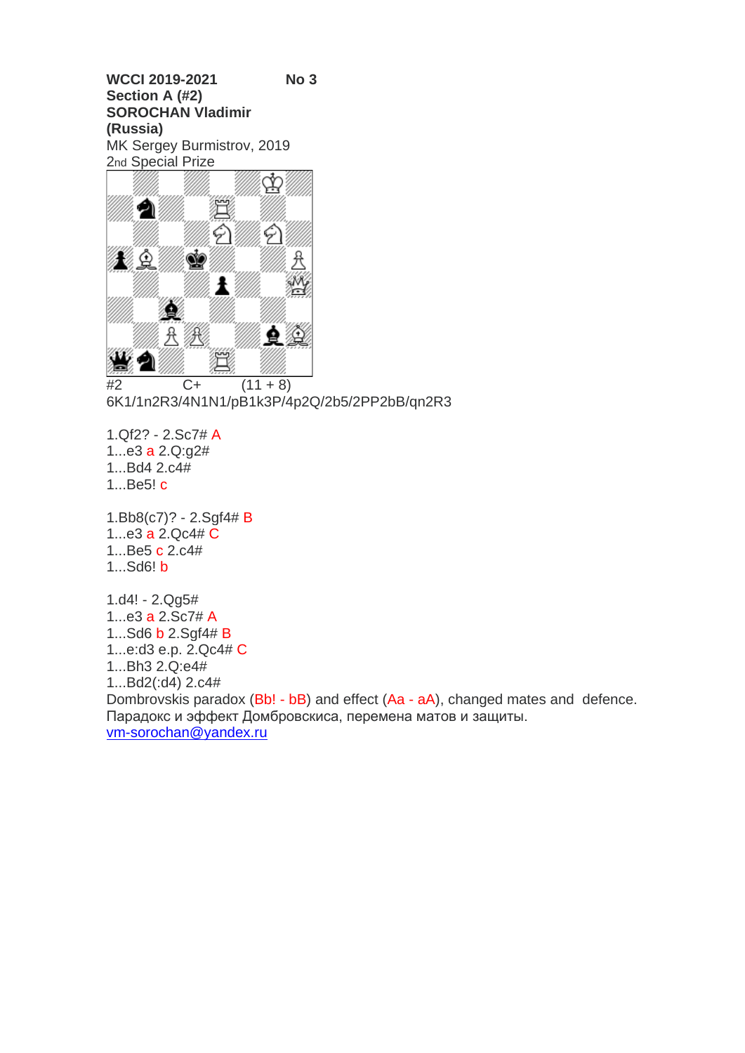**WCCI 2019-2021** **No 3**
**Section A (#2)**
**SOROCHAN Vladimir**
**(Russia)**
MK Sergey Burmistrov, 2019
2nd Special Prize

#2 C+ (11 + 8)
6K1/1n2R3/4N1N1/pB1k3P/4p2Q/2b5/2PP2bB/qn2R3

1.Qf2? - 2.Sc7# A
1...e3 a 2.Q:g2#
1...Bd4 2.c4#
1...Be5! c

1.Bb8(c7)? - 2.Sgf4# B
1...e3 a 2.Qc4# C
1...Be5 c 2.c4#
1...Sd6! b

1.d4! - 2.Qg5#
1...e3 a 2.Sc7# A
1...Sd6 b 2.Sgf4# B
1...e:d3 e.p. 2.Qc4# C
1...Bh3 2.Q:e4#
1...Bd2(:d4) 2.c4#
Dombrovskis paradox (Bb! - bB) and effect (Aa - aA), changed mates and defence.
Парадокс и эффект Домбровскиса, перемена матов и защиты.
vm-sorochan@yandex.ru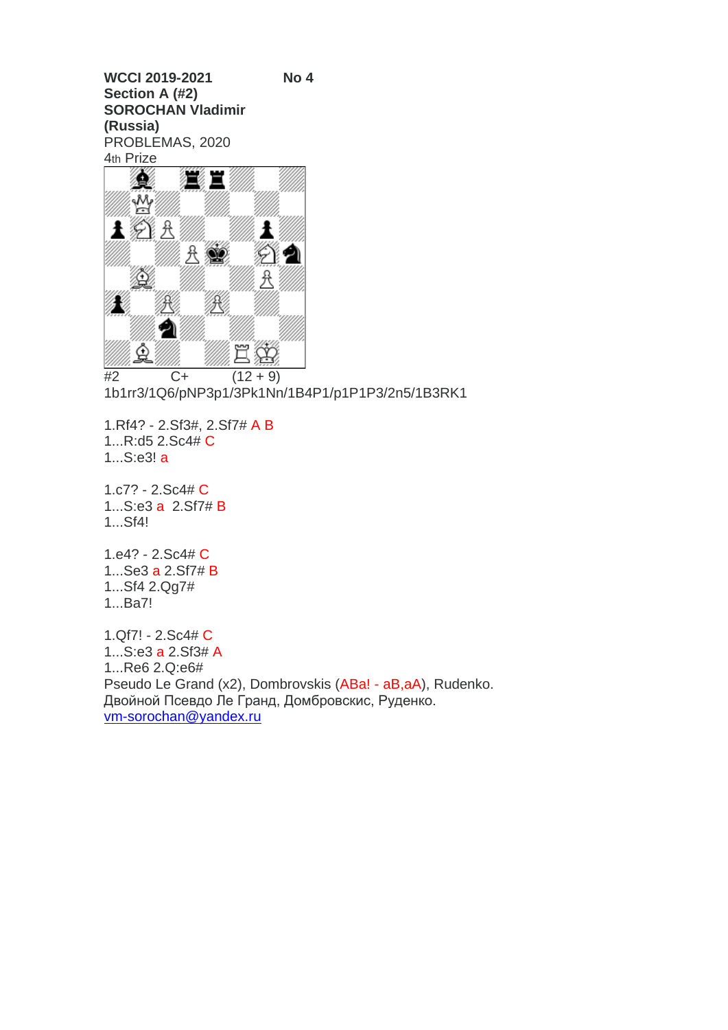**WCCI 2019-2021** **No 4**
**Section A (#2)**
**SOROCHAN Vladimir**
**(Russia)**
PROBLEMAS, 2020
4th Prize

#2 C+ (12 + 9)
1b1rr3/1Q6/pNP3p1/3Pk1Nn/1B4P1/p1P1P3/2n5/1B3RK1

1.Rf4? - 2.Sf3#, 2.Sf7# A B
1...R:d5 2.Sc4# C
1...S:e3! a

1.c7? - 2.Sc4# C
1...S:e3 a 2.Sf7# B
1...Sf4!

1.e4? - 2.Sc4# C
1...Se3 a 2.Sf7# B
1...Sf4 2.Qg7#
1...Ba7!

1.Qf7! - 2.Sc4# C
1...S:e3 a 2.Sf3# A
1...Re6 2.Q:e6#
Pseudo Le Grand (x2), Dombrovskis (ABa! - aB,aA), Rudenko.
Двойной Псевдо Ле Гранд, Домбровскис, Руденко.
vm-sorochan@yandex.ru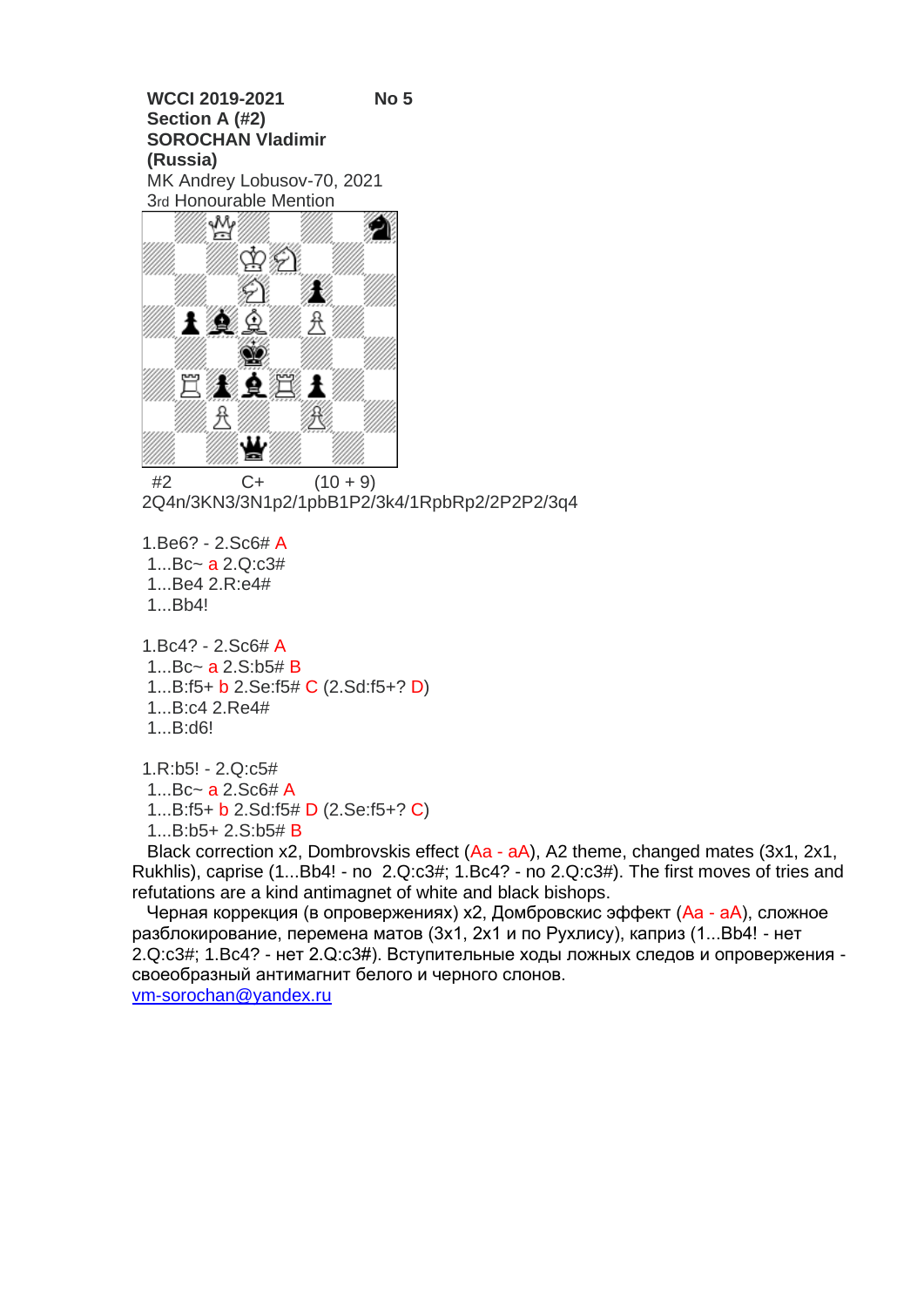**WCCI 2019-2021** **No 5**
**Section A (#2)**
**SOROCHAN Vladimir**
**(Russia)**
MK Andrey Lobusov-70, 2021
3rd Honourable Mention

#2 C+ (10 + 9)
2Q4n/3KN3/3N1p2/1pbB1P2/3k4/1RpbRp2/2P2P2/3q4

1.Be6? - 2.Sc6# A
1...Bc~ a 2.Q:c3#
1...Be4 2.R:e4#
1...Bb4!

1.Bc4? - 2.Sc6# A
1...Bc~ a 2.S:b5# B
1...B:f5+ b 2.Se:f5# C (2.Sd:f5+? D)
1...B:c4 2.Re4#
1...B:d6!

1.R:b5! - 2.Q:c5#
1...Bc~ a 2.Sc6# A
1...B:f5+ b 2.Sd:f5# D (2.Se:f5+? C)
1...B:b5+ 2.S:b5# B

Black correction x2, Dombrovskis effect (Aa - aA), A2 theme, changed mates (3x1, 2x1, Rukhlis), caprise (1...Bb4! - no 2.Q:c3#; 1.Bc4? - no 2.Q:c3#). The first moves of tries and refutations are a kind antimagnet of white and black bishops.

Черная коррекция (в опровержениях) x2, Домбровскис эффект (Aa - aA), сложное разблокирование, перемена матов (3x1, 2x1 и по Рухлису), каприз (1...Bb4! - нет 2.Q:c3#; 1.Bc4? - нет 2.Q:c3#). Вступительные ходы ложных следов и опровержения - своеобразный антимагнит белого и черного слонов.

vm-sorochan@yandex.ru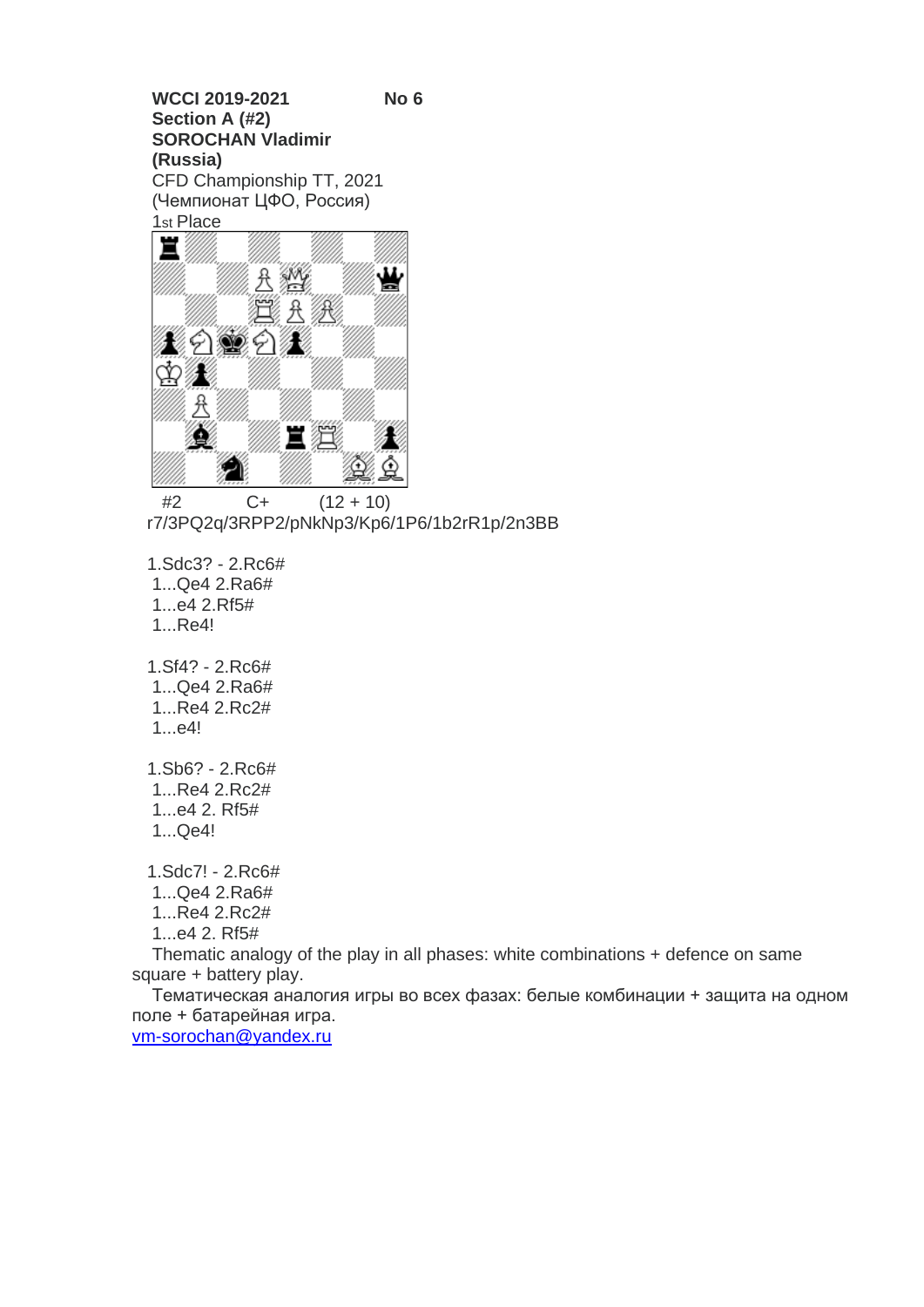**WCCI 2019-2021** **No 6**
**Section A (#2)**
**SOROCHAN Vladimir**
**(Russia)**
CFD Championship TT, 2021
(Чемпионат ЦФО, Россия)
1st Place

#2 C+ (12 + 10)
r7/3PQ2q/3RPP2/pNkNp3/Kp6/1P6/1b2rR1p/2n3BB

1.Sdc3? - 2.Rc6#
1...Qe4 2.Ra6#
1...e4 2.Rf5#
1...Re4!

1.Sf4? - 2.Rc6#
1...Qe4 2.Ra6#
1...Re4 2.Rc2#
1...e4!

1.Sb6? - 2.Rc6#
1...Re4 2.Rc2#
1...e4 2. Rf5#
1...Qe4!

1.Sdc7! - 2.Rc6#
1...Qe4 2.Ra6#
1...Re4 2.Rc2#
1...e4 2. Rf5#

Thematic analogy of the play in all phases: white combinations + defence on same square + battery play.

Тематическая аналогия игры во всех фазах: белые комбинации + защита на одном поле + батарейная игра.

vm-sorochan@yandex.ru